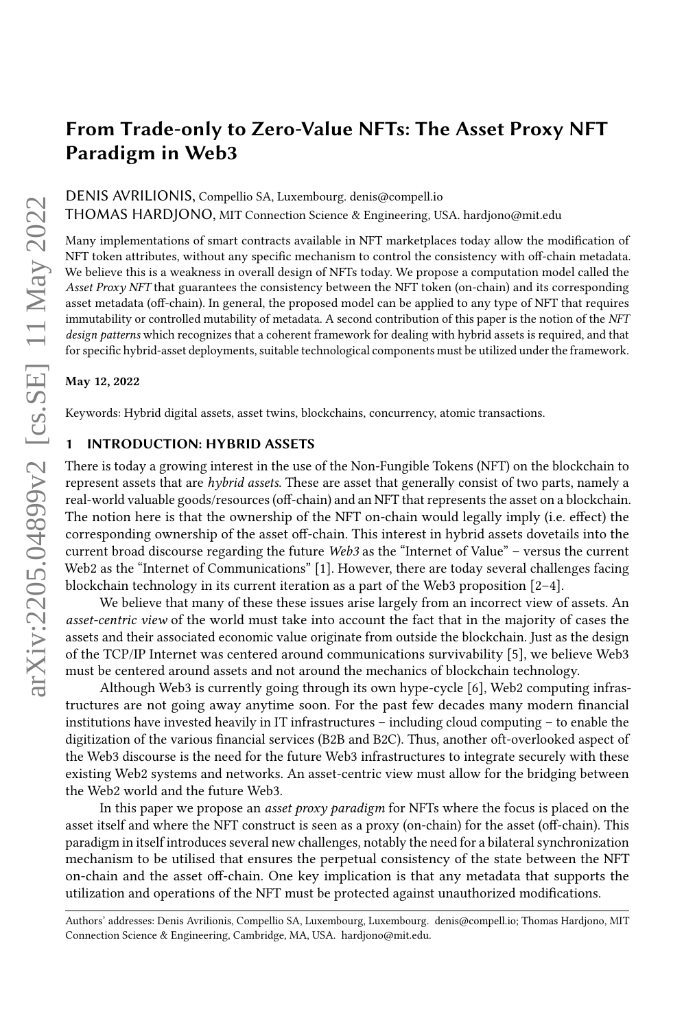# From Trade-only to Zero-Value NFTs: The Asset Proxy NFT Paradigm in Web3

DENIS AVRILIONIS, Compellio SA, Luxembourg. denis@compell.io
THOMAS HARDJONO, MIT Connection Science & Engineering, USA. hardjono@mit.edu

Many implementations of smart contracts available in NFT marketplaces today allow the modification of NFT token attributes, without any specific mechanism to control the consistency with off-chain metadata. We believe this is a weakness in overall design of NFTs today. We propose a computation model called the *Asset Proxy NFT* that guarantees the consistency between the NFT token (on-chain) and its corresponding asset metadata (off-chain). In general, the proposed model can be applied to any type of NFT that requires immutability or controlled mutability of metadata. A second contribution of this paper is the notion of the *NFT design patterns* which recognizes that a coherent framework for dealing with hybrid assets is required, and that for specific hybrid-asset deployments, suitable technological components must be utilized under the framework.

**May 12, 2022**

Keywords: Hybrid digital assets, asset twins, blockchains, concurrency, atomic transactions.

## 1 INTRODUCTION: HYBRID ASSETS

There is today a growing interest in the use of the Non-Fungible Tokens (NFT) on the blockchain to represent assets that are *hybrid assets*. These are asset that generally consist of two parts, namely a real-world valuable goods/resources (off-chain) and an NFT that represents the asset on a blockchain. The notion here is that the ownership of the NFT on-chain would legally imply (i.e. effect) the corresponding ownership of the asset off-chain. This interest in hybrid assets dovetails into the current broad discourse regarding the future *Web3* as the "Internet of Value" – versus the current Web2 as the "Internet of Communications" [1]. However, there are today several challenges facing blockchain technology in its current iteration as a part of the Web3 proposition [2–4].

We believe that many of these these issues arise largely from an incorrect view of assets. An *asset-centric view* of the world must take into account the fact that in the majority of cases the assets and their associated economic value originate from outside the blockchain. Just as the design of the TCP/IP Internet was centered around communications survivability [5], we believe Web3 must be centered around assets and not around the mechanics of blockchain technology.

Although Web3 is currently going through its own hype-cycle [6], Web2 computing infrastructures are not going away anytime soon. For the past few decades many modern financial institutions have invested heavily in IT infrastructures – including cloud computing – to enable the digitization of the various financial services (B2B and B2C). Thus, another oft-overlooked aspect of the Web3 discourse is the need for the future Web3 infrastructures to integrate securely with these existing Web2 systems and networks. An asset-centric view must allow for the bridging between the Web2 world and the future Web3.

In this paper we propose an *asset proxy paradigm* for NFTs where the focus is placed on the asset itself and where the NFT construct is seen as a proxy (on-chain) for the asset (off-chain). This paradigm in itself introduces several new challenges, notably the need for a bilateral synchronization mechanism to be utilised that ensures the perpetual consistency of the state between the NFT on-chain and the asset off-chain. One key implication is that any metadata that supports the utilization and operations of the NFT must be protected against unauthorized modifications.

Authors' addresses: Denis Avrilionis, Compellio SA, Luxembourg, Luxembourg. denis@compell.io; Thomas Hardjono, MIT Connection Science & Engineering, Cambridge, MA, USA. hardjono@mit.edu.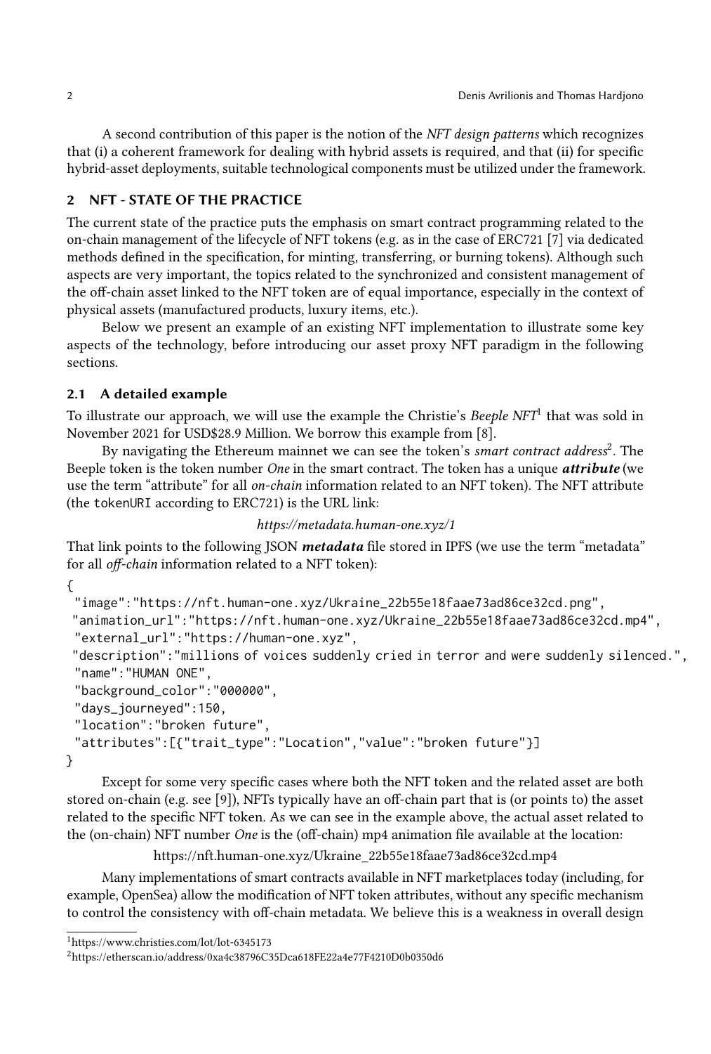A second contribution of this paper is the notion of the *NFT design patterns* which recognizes that (i) a coherent framework for dealing with hybrid assets is required, and that (ii) for specific hybrid-asset deployments, suitable technological components must be utilized under the framework.

## 2 NFT - STATE OF THE PRACTICE

The current state of the practice puts the emphasis on smart contract programming related to the on-chain management of the lifecycle of NFT tokens (e.g. as in the case of ERC721 [7] via dedicated methods defined in the specification, for minting, transferring, or burning tokens). Although such aspects are very important, the topics related to the synchronized and consistent management of the off-chain asset linked to the NFT token are of equal importance, especially in the context of physical assets (manufactured products, luxury items, etc.).

Below we present an example of an existing NFT implementation to illustrate some key aspects of the technology, before introducing our asset proxy NFT paradigm in the following sections.

### 2.1 A detailed example

To illustrate our approach, we will use the example the Christie's *Beeple NFT*[1] that was sold in November 2021 for USD$28.9 Million. We borrow this example from [8].

By navigating the Ethereum mainnet we can see the token's *smart contract address*[2]. The Beeple token is the token number *One* in the smart contract. The token has a unique ***attribute*** (we use the term "attribute" for all *on-chain* information related to an NFT token). The NFT attribute (the `tokenURI` according to ERC721) is the URL link:

*https://metadata.human-one.xyz/1*

That link points to the following JSON ***metadata*** file stored in IPFS (we use the term "metadata" for all *off-chain* information related to a NFT token):

```
{
 "image":"https://nft.human-one.xyz/Ukraine_22b55e18faae73ad86ce32cd.png",
 "animation_url":"https://nft.human-one.xyz/Ukraine_22b55e18faae73ad86ce32cd.mp4",
 "external_url":"https://human-one.xyz",
 "description":"millions of voices suddenly cried in terror and were suddenly silenced.",
 "name":"HUMAN ONE",
 "background_color":"000000",
 "days_journeyed":150,
 "location":"broken future",
 "attributes":[{"trait_type":"Location","value":"broken future"}]
}
```

Except for some very specific cases where both the NFT token and the related asset are both stored on-chain (e.g. see [9]), NFTs typically have an off-chain part that is (or points to) the asset related to the specific NFT token. As we can see in the example above, the actual asset related to the (on-chain) NFT number *One* is the (off-chain) mp4 animation file available at the location:

https://nft.human-one.xyz/Ukraine_22b55e18faae73ad86ce32cd.mp4

Many implementations of smart contracts available in NFT marketplaces today (including, for example, OpenSea) allow the modification of NFT token attributes, without any specific mechanism to control the consistency with off-chain metadata. We believe this is a weakness in overall design

[1] https://www.christies.com/lot/lot-6345173

[2] https://etherscan.io/address/0xa4c38796C35Dca618FE22a4e77F4210D0b0350d6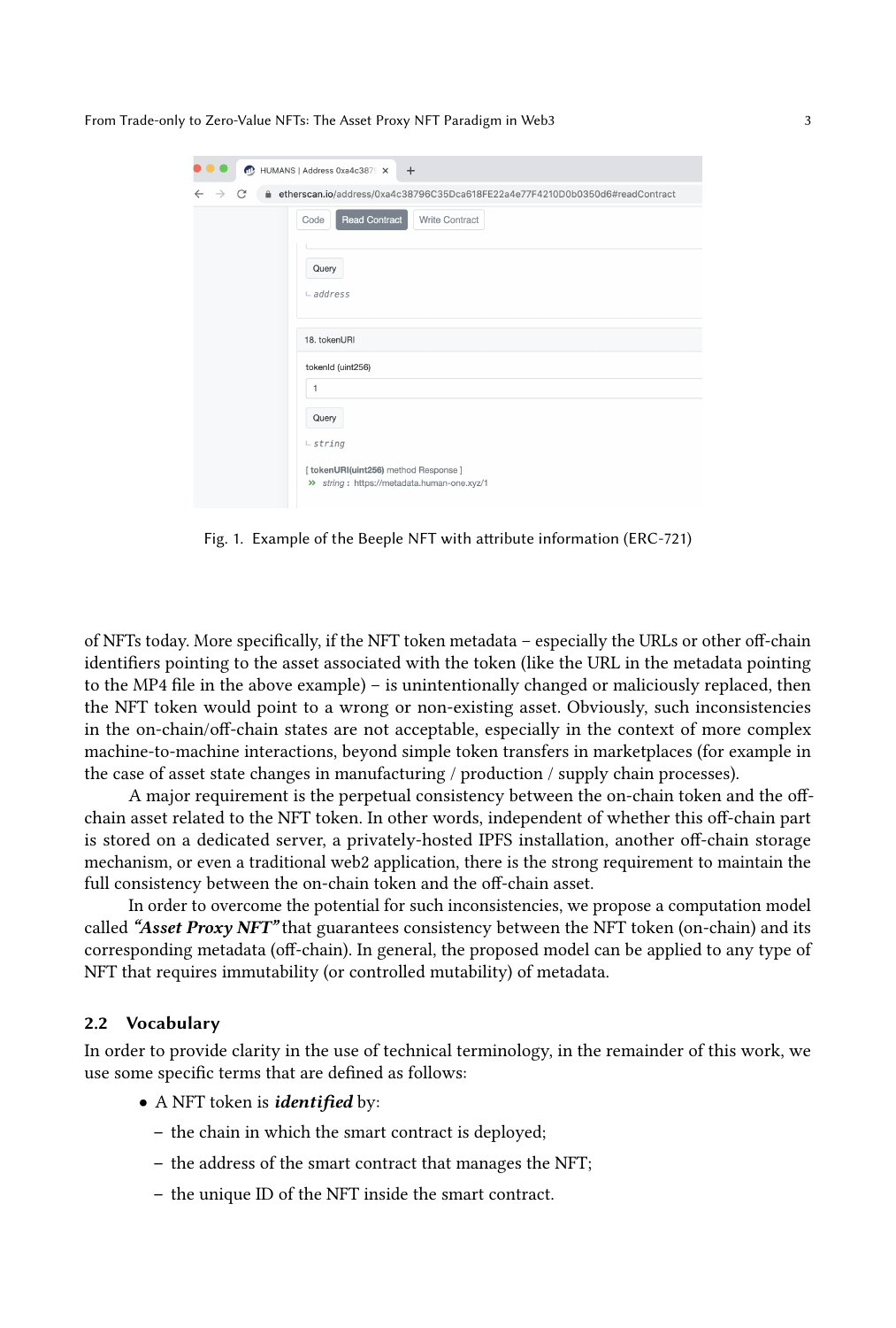Fig. 1. Example of the Beeple NFT with attribute information (ERC-721)

of NFTs today. More specifically, if the NFT token metadata – especially the URLs or other off-chain identifiers pointing to the asset associated with the token (like the URL in the metadata pointing to the MP4 file in the above example) – is unintentionally changed or maliciously replaced, then the NFT token would point to a wrong or non-existing asset. Obviously, such inconsistencies in the on-chain/off-chain states are not acceptable, especially in the context of more complex machine-to-machine interactions, beyond simple token transfers in marketplaces (for example in the case of asset state changes in manufacturing / production / supply chain processes).

A major requirement is the perpetual consistency between the on-chain token and the off-chain asset related to the NFT token. In other words, independent of whether this off-chain part is stored on a dedicated server, a privately-hosted IPFS installation, another off-chain storage mechanism, or even a traditional web2 application, there is the strong requirement to maintain the full consistency between the on-chain token and the off-chain asset.

In order to overcome the potential for such inconsistencies, we propose a computation model called ***"Asset Proxy NFT"*** that guarantees consistency between the NFT token (on-chain) and its corresponding metadata (off-chain). In general, the proposed model can be applied to any type of NFT that requires immutability (or controlled mutability) of metadata.

## 2.2 Vocabulary

In order to provide clarity in the use of technical terminology, in the remainder of this work, we use some specific terms that are defined as follows:

- A NFT token is ***identified*** by:
  - the chain in which the smart contract is deployed;
  - the address of the smart contract that manages the NFT;
  - the unique ID of the NFT inside the smart contract.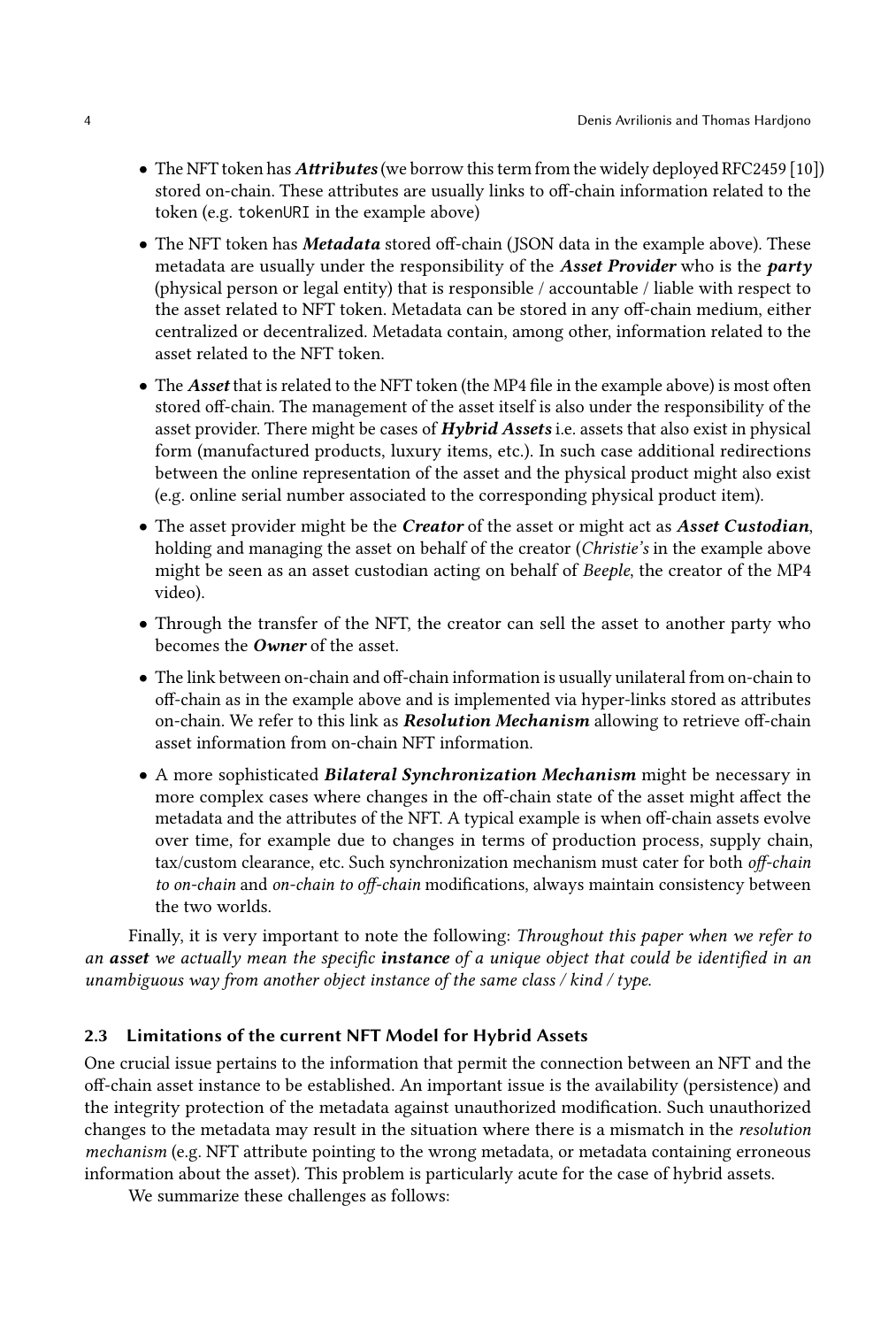- The NFT token has ***Attributes*** (we borrow this term from the widely deployed RFC2459 [10]) stored on-chain. These attributes are usually links to off-chain information related to the token (e.g. `tokenURI` in the example above)
- The NFT token has ***Metadata*** stored off-chain (JSON data in the example above). These metadata are usually under the responsibility of the ***Asset Provider*** who is the ***party*** (physical person or legal entity) that is responsible / accountable / liable with respect to the asset related to NFT token. Metadata can be stored in any off-chain medium, either centralized or decentralized. Metadata contain, among other, information related to the asset related to the NFT token.
- The ***Asset*** that is related to the NFT token (the MP4 file in the example above) is most often stored off-chain. The management of the asset itself is also under the responsibility of the asset provider. There might be cases of ***Hybrid Assets*** i.e. assets that also exist in physical form (manufactured products, luxury items, etc.). In such case additional redirections between the online representation of the asset and the physical product might also exist (e.g. online serial number associated to the corresponding physical product item).
- The asset provider might be the ***Creator*** of the asset or might act as ***Asset Custodian***, holding and managing the asset on behalf of the creator (*Christie's* in the example above might be seen as an asset custodian acting on behalf of *Beeple*, the creator of the MP4 video).
- Through the transfer of the NFT, the creator can sell the asset to another party who becomes the ***Owner*** of the asset.
- The link between on-chain and off-chain information is usually unilateral from on-chain to off-chain as in the example above and is implemented via hyper-links stored as attributes on-chain. We refer to this link as ***Resolution Mechanism*** allowing to retrieve off-chain asset information from on-chain NFT information.
- A more sophisticated ***Bilateral Synchronization Mechanism*** might be necessary in more complex cases where changes in the off-chain state of the asset might affect the metadata and the attributes of the NFT. A typical example is when off-chain assets evolve over time, for example due to changes in terms of production process, supply chain, tax/custom clearance, etc. Such synchronization mechanism must cater for both *off-chain to on-chain* and *on-chain to off-chain* modifications, always maintain consistency between the two worlds.

Finally, it is very important to note the following: *Throughout this paper when we refer to an **asset** we actually mean the specific **instance** of a unique object that could be identified in an unambiguous way from another object instance of the same class / kind / type.*

### 2.3 Limitations of the current NFT Model for Hybrid Assets

One crucial issue pertains to the information that permit the connection between an NFT and the off-chain asset instance to be established. An important issue is the availability (persistence) and the integrity protection of the metadata against unauthorized modification. Such unauthorized changes to the metadata may result in the situation where there is a mismatch in the *resolution mechanism* (e.g. NFT attribute pointing to the wrong metadata, or metadata containing erroneous information about the asset). This problem is particularly acute for the case of hybrid assets.

We summarize these challenges as follows: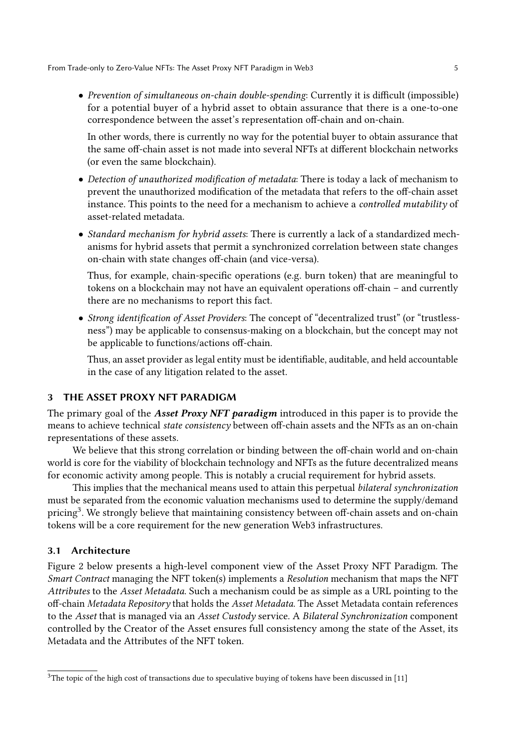- *Prevention of simultaneous on-chain double-spending*: Currently it is difficult (impossible) for a potential buyer of a hybrid asset to obtain assurance that there is a one-to-one correspondence between the asset's representation off-chain and on-chain.

  In other words, there is currently no way for the potential buyer to obtain assurance that the same off-chain asset is not made into several NFTs at different blockchain networks (or even the same blockchain).

- *Detection of unauthorized modification of metadata*: There is today a lack of mechanism to prevent the unauthorized modification of the metadata that refers to the off-chain asset instance. This points to the need for a mechanism to achieve a *controlled mutability* of asset-related metadata.

- *Standard mechanism for hybrid assets*: There is currently a lack of a standardized mechanisms for hybrid assets that permit a synchronized correlation between state changes on-chain with state changes off-chain (and vice-versa).

  Thus, for example, chain-specific operations (e.g. burn token) that are meaningful to tokens on a blockchain may not have an equivalent operations off-chain – and currently there are no mechanisms to report this fact.

- *Strong identification of Asset Providers*: The concept of "decentralized trust" (or "trustlessness") may be applicable to consensus-making on a blockchain, but the concept may not be applicable to functions/actions off-chain.

  Thus, an asset provider as legal entity must be identifiable, auditable, and held accountable in the case of any litigation related to the asset.

## 3 THE ASSET PROXY NFT PARADIGM

The primary goal of the ***Asset Proxy NFT paradigm*** introduced in this paper is to provide the means to achieve technical *state consistency* between off-chain assets and the NFTs as an on-chain representations of these assets.

We believe that this strong correlation or binding between the off-chain world and on-chain world is core for the viability of blockchain technology and NFTs as the future decentralized means for economic activity among people. This is notably a crucial requirement for hybrid assets.

This implies that the mechanical means used to attain this perpetual *bilateral synchronization* must be separated from the economic valuation mechanisms used to determine the supply/demand pricing[3]. We strongly believe that maintaining consistency between off-chain assets and on-chain tokens will be a core requirement for the new generation Web3 infrastructures.

### 3.1 Architecture

Figure 2 below presents a high-level component view of the Asset Proxy NFT Paradigm. The *Smart Contract* managing the NFT token(s) implements a *Resolution* mechanism that maps the NFT *Attributes* to the *Asset Metadata*. Such a mechanism could be as simple as a URL pointing to the off-chain *Metadata Repository* that holds the *Asset Metadata*. The Asset Metadata contain references to the *Asset* that is managed via an *Asset Custody* service. A *Bilateral Synchronization* component controlled by the Creator of the Asset ensures full consistency among the state of the Asset, its Metadata and the Attributes of the NFT token.

[3]The topic of the high cost of transactions due to speculative buying of tokens have been discussed in [11]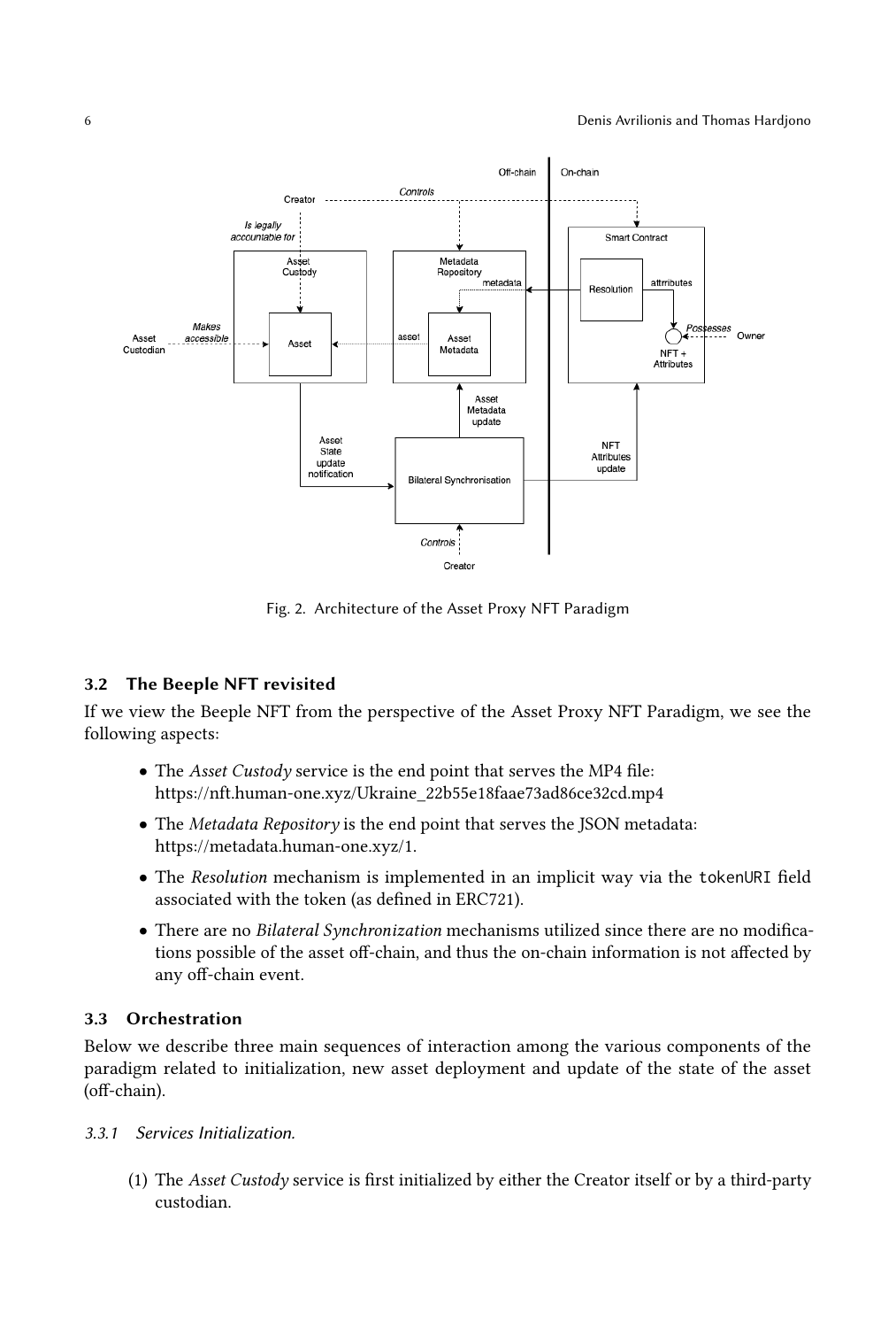Fig. 2. Architecture of the Asset Proxy NFT Paradigm

### 3.2 The Beeple NFT revisited

If we view the Beeple NFT from the perspective of the Asset Proxy NFT Paradigm, we see the following aspects:

- The *Asset Custody* service is the end point that serves the MP4 file: https://nft.human-one.xyz/Ukraine_22b55e18faae73ad86ce32cd.mp4
- The *Metadata Repository* is the end point that serves the JSON metadata: https://metadata.human-one.xyz/1.
- The *Resolution* mechanism is implemented in an implicit way via the `tokenURI` field associated with the token (as defined in ERC721).
- There are no *Bilateral Synchronization* mechanisms utilized since there are no modifications possible of the asset off-chain, and thus the on-chain information is not affected by any off-chain event.

### 3.3 Orchestration

Below we describe three main sequences of interaction among the various components of the paradigm related to initialization, new asset deployment and update of the state of the asset (off-chain).

#### 3.3.1 *Services Initialization.*

(1) The *Asset Custody* service is first initialized by either the Creator itself or by a third-party custodian.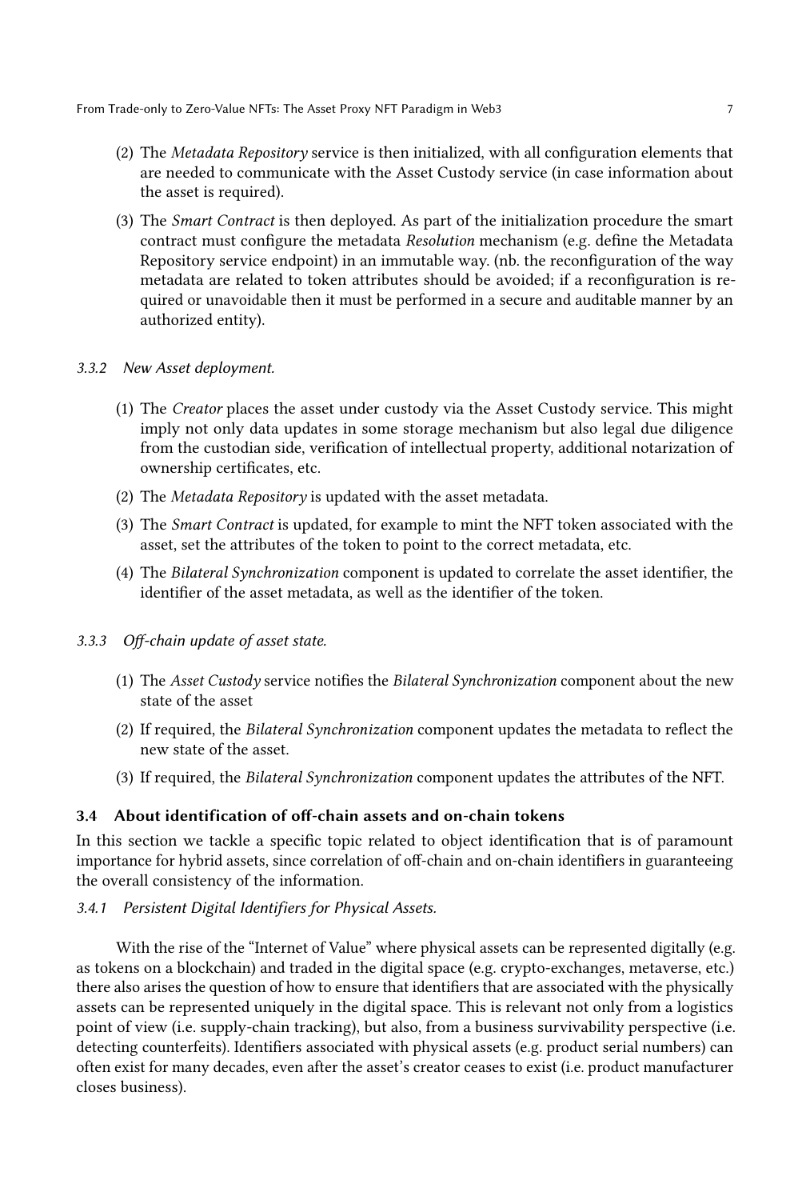(2) The *Metadata Repository* service is then initialized, with all configuration elements that are needed to communicate with the Asset Custody service (in case information about the asset is required).

(3) The *Smart Contract* is then deployed. As part of the initialization procedure the smart contract must configure the metadata *Resolution* mechanism (e.g. define the Metadata Repository service endpoint) in an immutable way. (nb. the reconfiguration of the way metadata are related to token attributes should be avoided; if a reconfiguration is required or unavoidable then it must be performed in a secure and auditable manner by an authorized entity).

#### 3.3.2 New Asset deployment.

(1) The *Creator* places the asset under custody via the Asset Custody service. This might imply not only data updates in some storage mechanism but also legal due diligence from the custodian side, verification of intellectual property, additional notarization of ownership certificates, etc.

(2) The *Metadata Repository* is updated with the asset metadata.

(3) The *Smart Contract* is updated, for example to mint the NFT token associated with the asset, set the attributes of the token to point to the correct metadata, etc.

(4) The *Bilateral Synchronization* component is updated to correlate the asset identifier, the identifier of the asset metadata, as well as the identifier of the token.

#### 3.3.3 Off-chain update of asset state.

(1) The *Asset Custody* service notifies the *Bilateral Synchronization* component about the new state of the asset

(2) If required, the *Bilateral Synchronization* component updates the metadata to reflect the new state of the asset.

(3) If required, the *Bilateral Synchronization* component updates the attributes of the NFT.

### 3.4 About identification of off-chain assets and on-chain tokens

In this section we tackle a specific topic related to object identification that is of paramount importance for hybrid assets, since correlation of off-chain and on-chain identifiers in guaranteeing the overall consistency of the information.

#### 3.4.1 Persistent Digital Identifiers for Physical Assets.

With the rise of the "Internet of Value" where physical assets can be represented digitally (e.g. as tokens on a blockchain) and traded in the digital space (e.g. crypto-exchanges, metaverse, etc.) there also arises the question of how to ensure that identifiers that are associated with the physically assets can be represented uniquely in the digital space. This is relevant not only from a logistics point of view (i.e. supply-chain tracking), but also, from a business survivability perspective (i.e. detecting counterfeits). Identifiers associated with physical assets (e.g. product serial numbers) can often exist for many decades, even after the asset's creator ceases to exist (i.e. product manufacturer closes business).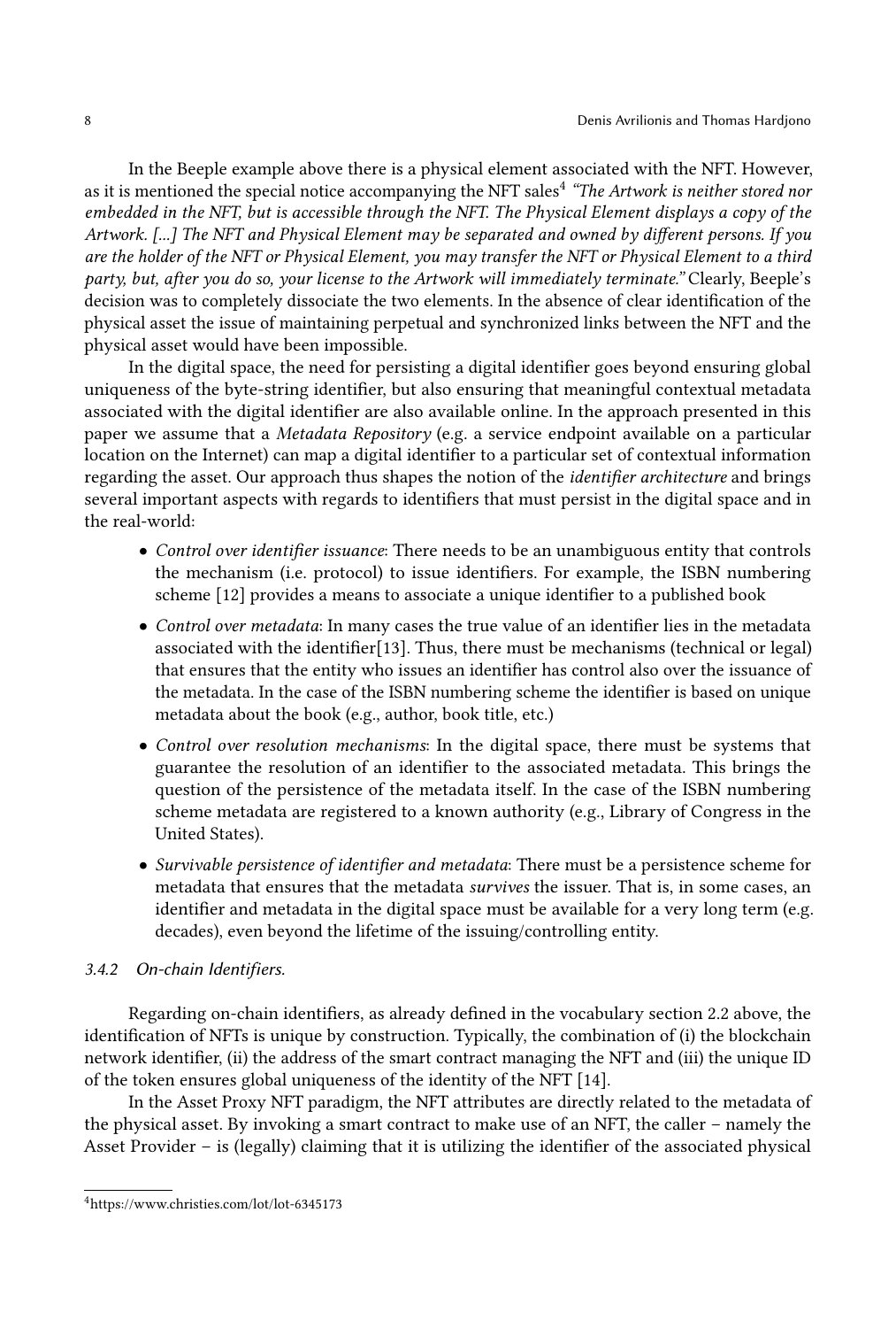In the Beeple example above there is a physical element associated with the NFT. However, as it is mentioned the special notice accompanying the NFT sales[4] *"The Artwork is neither stored nor embedded in the NFT, but is accessible through the NFT. The Physical Element displays a copy of the Artwork. [...] The NFT and Physical Element may be separated and owned by different persons. If you are the holder of the NFT or Physical Element, you may transfer the NFT or Physical Element to a third party, but, after you do so, your license to the Artwork will immediately terminate."* Clearly, Beeple's decision was to completely dissociate the two elements. In the absence of clear identification of the physical asset the issue of maintaining perpetual and synchronized links between the NFT and the physical asset would have been impossible.

In the digital space, the need for persisting a digital identifier goes beyond ensuring global uniqueness of the byte-string identifier, but also ensuring that meaningful contextual metadata associated with the digital identifier are also available online. In the approach presented in this paper we assume that a *Metadata Repository* (e.g. a service endpoint available on a particular location on the Internet) can map a digital identifier to a particular set of contextual information regarding the asset. Our approach thus shapes the notion of the *identifier architecture* and brings several important aspects with regards to identifiers that must persist in the digital space and in the real-world:

- *Control over identifier issuance*: There needs to be an unambiguous entity that controls the mechanism (i.e. protocol) to issue identifiers. For example, the ISBN numbering scheme [12] provides a means to associate a unique identifier to a published book
- *Control over metadata*: In many cases the true value of an identifier lies in the metadata associated with the identifier[13]. Thus, there must be mechanisms (technical or legal) that ensures that the entity who issues an identifier has control also over the issuance of the metadata. In the case of the ISBN numbering scheme the identifier is based on unique metadata about the book (e.g., author, book title, etc.)
- *Control over resolution mechanisms*: In the digital space, there must be systems that guarantee the resolution of an identifier to the associated metadata. This brings the question of the persistence of the metadata itself. In the case of the ISBN numbering scheme metadata are registered to a known authority (e.g., Library of Congress in the United States).
- *Survivable persistence of identifier and metadata*: There must be a persistence scheme for metadata that ensures that the metadata *survives* the issuer. That is, in some cases, an identifier and metadata in the digital space must be available for a very long term (e.g. decades), even beyond the lifetime of the issuing/controlling entity.

#### *3.4.2 On-chain Identifiers.*

Regarding on-chain identifiers, as already defined in the vocabulary section 2.2 above, the identification of NFTs is unique by construction. Typically, the combination of (i) the blockchain network identifier, (ii) the address of the smart contract managing the NFT and (iii) the unique ID of the token ensures global uniqueness of the identity of the NFT [14].

In the Asset Proxy NFT paradigm, the NFT attributes are directly related to the metadata of the physical asset. By invoking a smart contract to make use of an NFT, the caller – namely the Asset Provider – is (legally) claiming that it is utilizing the identifier of the associated physical

[4] https://www.christies.com/lot/lot-6345173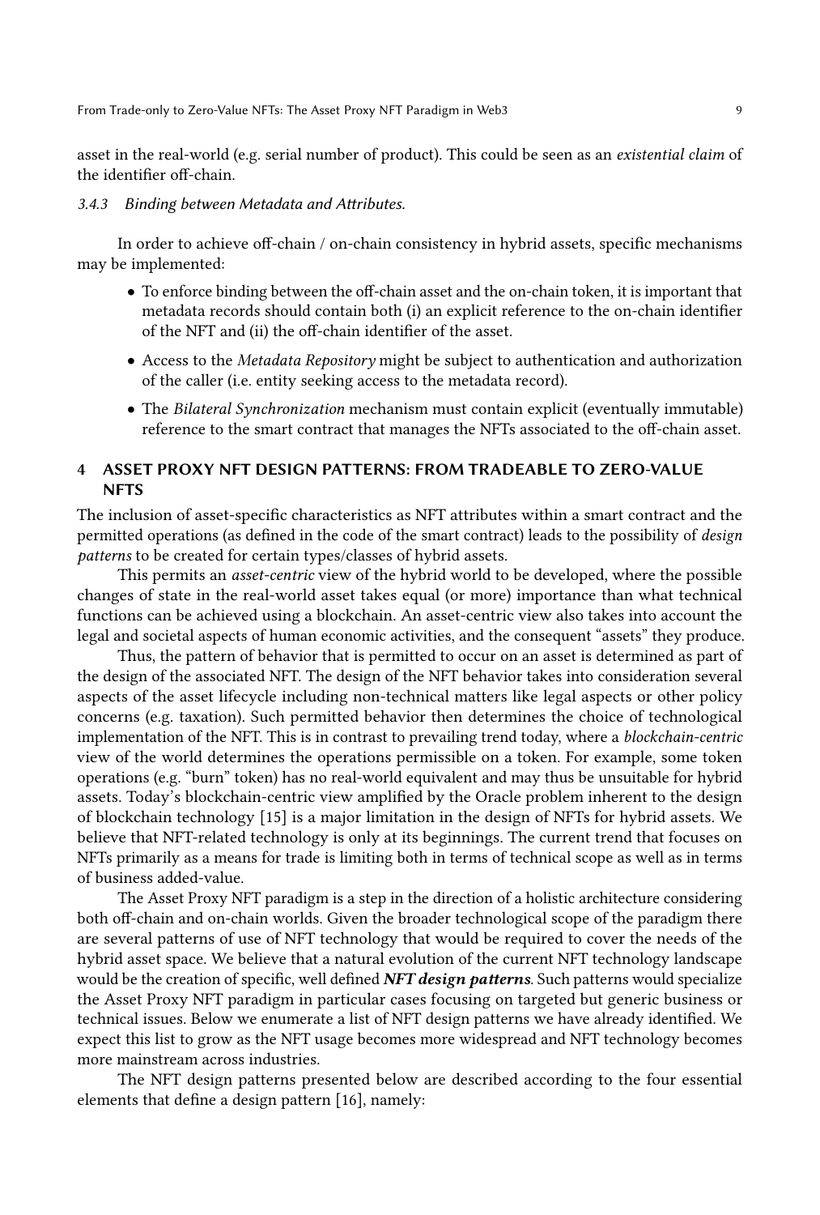asset in the real-world (e.g. serial number of product). This could be seen as an *existential claim* of the identifier off-chain.

#### 3.4.3 Binding between Metadata and Attributes.

In order to achieve off-chain / on-chain consistency in hybrid assets, specific mechanisms may be implemented:

- To enforce binding between the off-chain asset and the on-chain token, it is important that metadata records should contain both (i) an explicit reference to the on-chain identifier of the NFT and (ii) the off-chain identifier of the asset.
- Access to the *Metadata Repository* might be subject to authentication and authorization of the caller (i.e. entity seeking access to the metadata record).
- The *Bilateral Synchronization* mechanism must contain explicit (eventually immutable) reference to the smart contract that manages the NFTs associated to the off-chain asset.

## 4 ASSET PROXY NFT DESIGN PATTERNS: FROM TRADEABLE TO ZERO-VALUE NFTS

The inclusion of asset-specific characteristics as NFT attributes within a smart contract and the permitted operations (as defined in the code of the smart contract) leads to the possibility of *design patterns* to be created for certain types/classes of hybrid assets.

This permits an *asset-centric* view of the hybrid world to be developed, where the possible changes of state in the real-world asset takes equal (or more) importance than what technical functions can be achieved using a blockchain. An asset-centric view also takes into account the legal and societal aspects of human economic activities, and the consequent "assets" they produce.

Thus, the pattern of behavior that is permitted to occur on an asset is determined as part of the design of the associated NFT. The design of the NFT behavior takes into consideration several aspects of the asset lifecycle including non-technical matters like legal aspects or other policy concerns (e.g. taxation). Such permitted behavior then determines the choice of technological implementation of the NFT. This is in contrast to prevailing trend today, where a *blockchain-centric* view of the world determines the operations permissible on a token. For example, some token operations (e.g. "burn" token) has no real-world equivalent and may thus be unsuitable for hybrid assets. Today's blockchain-centric view amplified by the Oracle problem inherent to the design of blockchain technology [15] is a major limitation in the design of NFTs for hybrid assets. We believe that NFT-related technology is only at its beginnings. The current trend that focuses on NFTs primarily as a means for trade is limiting both in terms of technical scope as well as in terms of business added-value.

The Asset Proxy NFT paradigm is a step in the direction of a holistic architecture considering both off-chain and on-chain worlds. Given the broader technological scope of the paradigm there are several patterns of use of NFT technology that would be required to cover the needs of the hybrid asset space. We believe that a natural evolution of the current NFT technology landscape would be the creation of specific, well defined ***NFT design patterns***. Such patterns would specialize the Asset Proxy NFT paradigm in particular cases focusing on targeted but generic business or technical issues. Below we enumerate a list of NFT design patterns we have already identified. We expect this list to grow as the NFT usage becomes more widespread and NFT technology becomes more mainstream across industries.

The NFT design patterns presented below are described according to the four essential elements that define a design pattern [16], namely: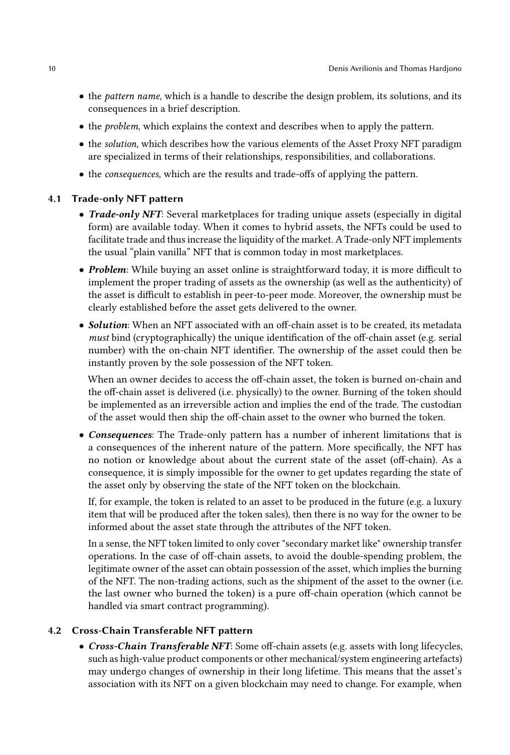- the *pattern name*, which is a handle to describe the design problem, its solutions, and its consequences in a brief description.
- the *problem*, which explains the context and describes when to apply the pattern.
- the *solution*, which describes how the various elements of the Asset Proxy NFT paradigm are specialized in terms of their relationships, responsibilities, and collaborations.
- the *consequences*, which are the results and trade-offs of applying the pattern.

### 4.1 Trade-only NFT pattern

- ***Trade-only NFT***: Several marketplaces for trading unique assets (especially in digital form) are available today. When it comes to hybrid assets, the NFTs could be used to facilitate trade and thus increase the liquidity of the market. A Trade-only NFT implements the usual "plain vanilla" NFT that is common today in most marketplaces.
- ***Problem***: While buying an asset online is straightforward today, it is more difficult to implement the proper trading of assets as the ownership (as well as the authenticity) of the asset is difficult to establish in peer-to-peer mode. Moreover, the ownership must be clearly established before the asset gets delivered to the owner.
- ***Solution***: When an NFT associated with an off-chain asset is to be created, its metadata *must* bind (cryptographically) the unique identification of the off-chain asset (e.g. serial number) with the on-chain NFT identifier. The ownership of the asset could then be instantly proven by the sole possession of the NFT token.

  When an owner decides to access the off-chain asset, the token is burned on-chain and the off-chain asset is delivered (i.e. physically) to the owner. Burning of the token should be implemented as an irreversible action and implies the end of the trade. The custodian of the asset would then ship the off-chain asset to the owner who burned the token.
- ***Consequences***: The Trade-only pattern has a number of inherent limitations that is a consequences of the inherent nature of the pattern. More specifically, the NFT has no notion or knowledge about about the current state of the asset (off-chain). As a consequence, it is simply impossible for the owner to get updates regarding the state of the asset only by observing the state of the NFT token on the blockchain.

  If, for example, the token is related to an asset to be produced in the future (e.g. a luxury item that will be produced after the token sales), then there is no way for the owner to be informed about the asset state through the attributes of the NFT token.

  In a sense, the NFT token limited to only cover "secondary market like" ownership transfer operations. In the case of off-chain assets, to avoid the double-spending problem, the legitimate owner of the asset can obtain possession of the asset, which implies the burning of the NFT. The non-trading actions, such as the shipment of the asset to the owner (i.e. the last owner who burned the token) is a pure off-chain operation (which cannot be handled via smart contract programming).

### 4.2 Cross-Chain Transferable NFT pattern

- ***Cross-Chain Transferable NFT***: Some off-chain assets (e.g. assets with long lifecycles, such as high-value product components or other mechanical/system engineering artefacts) may undergo changes of ownership in their long lifetime. This means that the asset's association with its NFT on a given blockchain may need to change. For example, when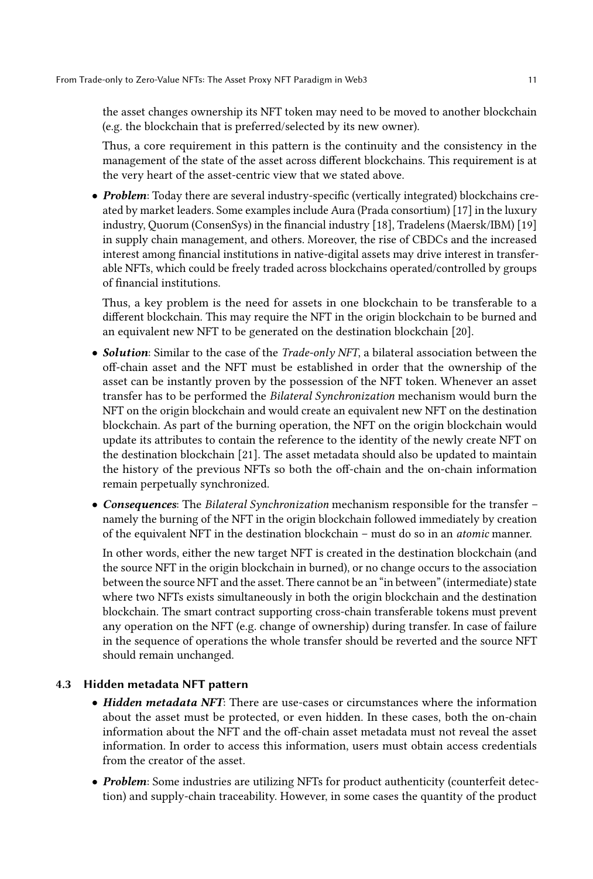the asset changes ownership its NFT token may need to be moved to another blockchain (e.g. the blockchain that is preferred/selected by its new owner).

Thus, a core requirement in this pattern is the continuity and the consistency in the management of the state of the asset across different blockchains. This requirement is at the very heart of the asset-centric view that we stated above.

- ***Problem***: Today there are several industry-specific (vertically integrated) blockchains created by market leaders. Some examples include Aura (Prada consortium) [17] in the luxury industry, Quorum (ConsenSys) in the financial industry [18], Tradelens (Maersk/IBM) [19] in supply chain management, and others. Moreover, the rise of CBDCs and the increased interest among financial institutions in native-digital assets may drive interest in transferable NFTs, which could be freely traded across blockchains operated/controlled by groups of financial institutions.

  Thus, a key problem is the need for assets in one blockchain to be transferable to a different blockchain. This may require the NFT in the origin blockchain to be burned and an equivalent new NFT to be generated on the destination blockchain [20].

- ***Solution***: Similar to the case of the *Trade-only NFT*, a bilateral association between the off-chain asset and the NFT must be established in order that the ownership of the asset can be instantly proven by the possession of the NFT token. Whenever an asset transfer has to be performed the *Bilateral Synchronization* mechanism would burn the NFT on the origin blockchain and would create an equivalent new NFT on the destination blockchain. As part of the burning operation, the NFT on the origin blockchain would update its attributes to contain the reference to the identity of the newly create NFT on the destination blockchain [21]. The asset metadata should also be updated to maintain the history of the previous NFTs so both the off-chain and the on-chain information remain perpetually synchronized.

- ***Consequences***: The *Bilateral Synchronization* mechanism responsible for the transfer – namely the burning of the NFT in the origin blockchain followed immediately by creation of the equivalent NFT in the destination blockchain – must do so in an *atomic* manner.

  In other words, either the new target NFT is created in the destination blockchain (and the source NFT in the origin blockchain in burned), or no change occurs to the association between the source NFT and the asset. There cannot be an "in between" (intermediate) state where two NFTs exists simultaneously in both the origin blockchain and the destination blockchain. The smart contract supporting cross-chain transferable tokens must prevent any operation on the NFT (e.g. change of ownership) during transfer. In case of failure in the sequence of operations the whole transfer should be reverted and the source NFT should remain unchanged.

### 4.3 Hidden metadata NFT pattern

- ***Hidden metadata NFT***: There are use-cases or circumstances where the information about the asset must be protected, or even hidden. In these cases, both the on-chain information about the NFT and the off-chain asset metadata must not reveal the asset information. In order to access this information, users must obtain access credentials from the creator of the asset.

- ***Problem***: Some industries are utilizing NFTs for product authenticity (counterfeit detection) and supply-chain traceability. However, in some cases the quantity of the product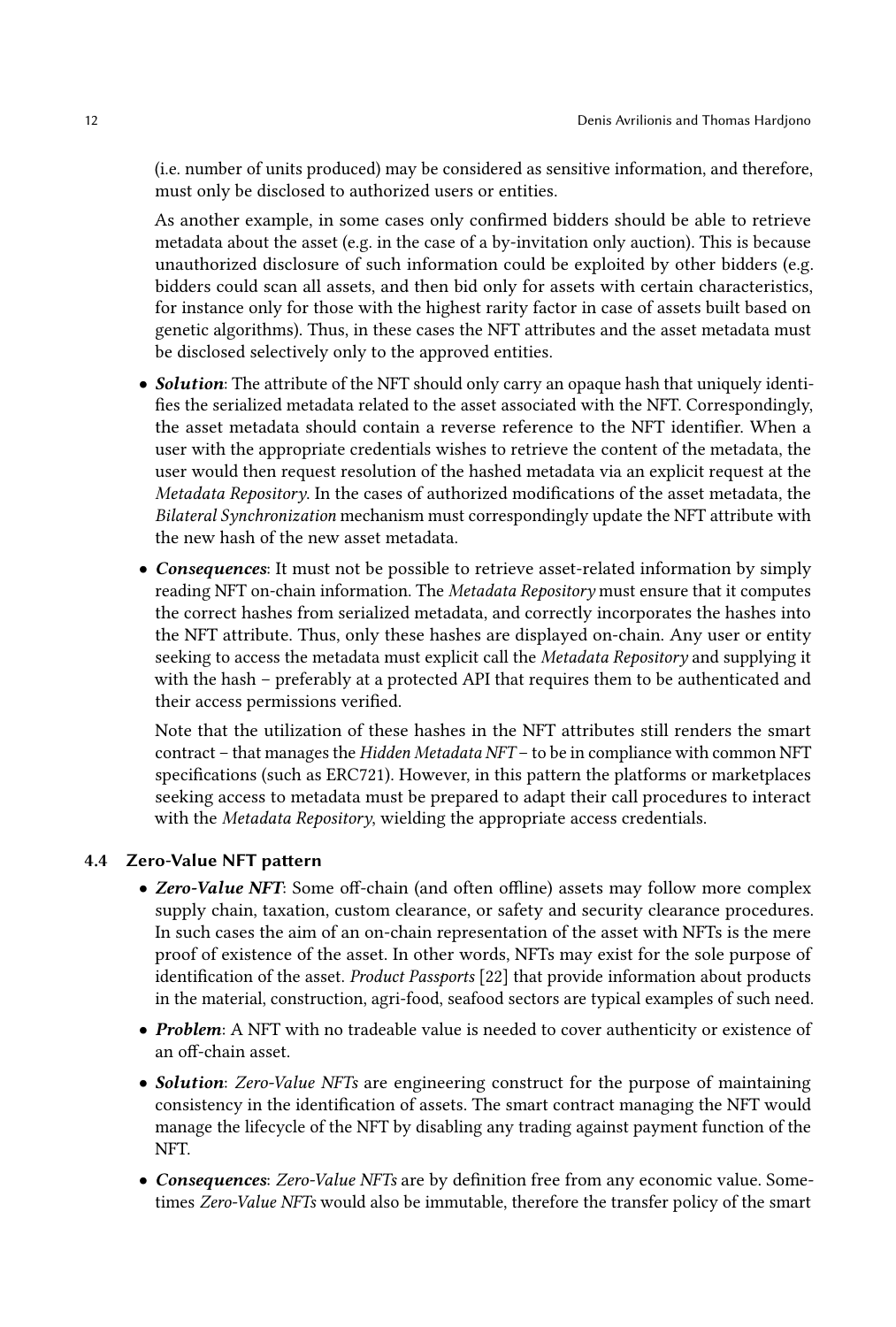(i.e. number of units produced) may be considered as sensitive information, and therefore, must only be disclosed to authorized users or entities.

As another example, in some cases only confirmed bidders should be able to retrieve metadata about the asset (e.g. in the case of a by-invitation only auction). This is because unauthorized disclosure of such information could be exploited by other bidders (e.g. bidders could scan all assets, and then bid only for assets with certain characteristics, for instance only for those with the highest rarity factor in case of assets built based on genetic algorithms). Thus, in these cases the NFT attributes and the asset metadata must be disclosed selectively only to the approved entities.

- ***Solution***: The attribute of the NFT should only carry an opaque hash that uniquely identifies the serialized metadata related to the asset associated with the NFT. Correspondingly, the asset metadata should contain a reverse reference to the NFT identifier. When a user with the appropriate credentials wishes to retrieve the content of the metadata, the user would then request resolution of the hashed metadata via an explicit request at the *Metadata Repository*. In the cases of authorized modifications of the asset metadata, the *Bilateral Synchronization* mechanism must correspondingly update the NFT attribute with the new hash of the new asset metadata.
- ***Consequences***: It must not be possible to retrieve asset-related information by simply reading NFT on-chain information. The *Metadata Repository* must ensure that it computes the correct hashes from serialized metadata, and correctly incorporates the hashes into the NFT attribute. Thus, only these hashes are displayed on-chain. Any user or entity seeking to access the metadata must explicit call the *Metadata Repository* and supplying it with the hash – preferably at a protected API that requires them to be authenticated and their access permissions verified.

  Note that the utilization of these hashes in the NFT attributes still renders the smart contract – that manages the *Hidden Metadata NFT* – to be in compliance with common NFT specifications (such as ERC721). However, in this pattern the platforms or marketplaces seeking access to metadata must be prepared to adapt their call procedures to interact with the *Metadata Repository*, wielding the appropriate access credentials.

### 4.4 Zero-Value NFT pattern

- ***Zero-Value NFT***: Some off-chain (and often offline) assets may follow more complex supply chain, taxation, custom clearance, or safety and security clearance procedures. In such cases the aim of an on-chain representation of the asset with NFTs is the mere proof of existence of the asset. In other words, NFTs may exist for the sole purpose of identification of the asset. *Product Passports* [22] that provide information about products in the material, construction, agri-food, seafood sectors are typical examples of such need.
- ***Problem***: A NFT with no tradeable value is needed to cover authenticity or existence of an off-chain asset.
- ***Solution***: *Zero-Value NFTs* are engineering construct for the purpose of maintaining consistency in the identification of assets. The smart contract managing the NFT would manage the lifecycle of the NFT by disabling any trading against payment function of the NFT.
- ***Consequences***: *Zero-Value NFTs* are by definition free from any economic value. Sometimes *Zero-Value NFTs* would also be immutable, therefore the transfer policy of the smart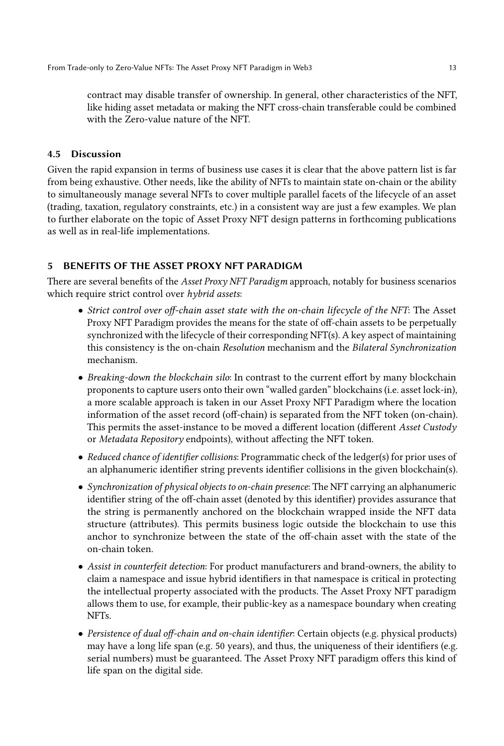contract may disable transfer of ownership. In general, other characteristics of the NFT, like hiding asset metadata or making the NFT cross-chain transferable could be combined with the Zero-value nature of the NFT.

### 4.5 Discussion

Given the rapid expansion in terms of business use cases it is clear that the above pattern list is far from being exhaustive. Other needs, like the ability of NFTs to maintain state on-chain or the ability to simultaneously manage several NFTs to cover multiple parallel facets of the lifecycle of an asset (trading, taxation, regulatory constraints, etc.) in a consistent way are just a few examples. We plan to further elaborate on the topic of Asset Proxy NFT design patterns in forthcoming publications as well as in real-life implementations.

## 5 BENEFITS OF THE ASSET PROXY NFT PARADIGM

There are several benefits of the *Asset Proxy NFT Paradigm* approach, notably for business scenarios which require strict control over *hybrid assets*:

- *Strict control over off-chain asset state with the on-chain lifecycle of the NFT*: The Asset Proxy NFT Paradigm provides the means for the state of off-chain assets to be perpetually synchronized with the lifecycle of their corresponding NFT(s). A key aspect of maintaining this consistency is the on-chain *Resolution* mechanism and the *Bilateral Synchronization* mechanism.
- *Breaking-down the blockchain silo*: In contrast to the current effort by many blockchain proponents to capture users onto their own "walled garden" blockchains (i.e. asset lock-in), a more scalable approach is taken in our Asset Proxy NFT Paradigm where the location information of the asset record (off-chain) is separated from the NFT token (on-chain). This permits the asset-instance to be moved a different location (different *Asset Custody* or *Metadata Repository* endpoints), without affecting the NFT token.
- *Reduced chance of identifier collisions*: Programmatic check of the ledger(s) for prior uses of an alphanumeric identifier string prevents identifier collisions in the given blockchain(s).
- *Synchronization of physical objects to on-chain presence*: The NFT carrying an alphanumeric identifier string of the off-chain asset (denoted by this identifier) provides assurance that the string is permanently anchored on the blockchain wrapped inside the NFT data structure (attributes). This permits business logic outside the blockchain to use this anchor to synchronize between the state of the off-chain asset with the state of the on-chain token.
- *Assist in counterfeit detection*: For product manufacturers and brand-owners, the ability to claim a namespace and issue hybrid identifiers in that namespace is critical in protecting the intellectual property associated with the products. The Asset Proxy NFT paradigm allows them to use, for example, their public-key as a namespace boundary when creating NFTs.
- *Persistence of dual off-chain and on-chain identifier*: Certain objects (e.g. physical products) may have a long life span (e.g. 50 years), and thus, the uniqueness of their identifiers (e.g. serial numbers) must be guaranteed. The Asset Proxy NFT paradigm offers this kind of life span on the digital side.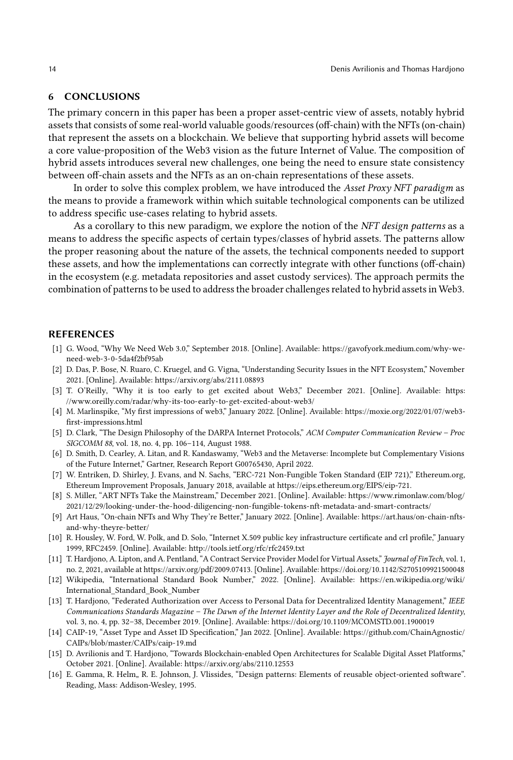## 6 CONCLUSIONS

The primary concern in this paper has been a proper asset-centric view of assets, notably hybrid assets that consists of some real-world valuable goods/resources (off-chain) with the NFTs (on-chain) that represent the assets on a blockchain. We believe that supporting hybrid assets will become a core value-proposition of the Web3 vision as the future Internet of Value. The composition of hybrid assets introduces several new challenges, one being the need to ensure state consistency between off-chain assets and the NFTs as an on-chain representations of these assets.

In order to solve this complex problem, we have introduced the *Asset Proxy NFT paradigm* as the means to provide a framework within which suitable technological components can be utilized to address specific use-cases relating to hybrid assets.

As a corollary to this new paradigm, we explore the notion of the *NFT design patterns* as a means to address the specific aspects of certain types/classes of hybrid assets. The patterns allow the proper reasoning about the nature of the assets, the technical components needed to support these assets, and how the implementations can correctly integrate with other functions (off-chain) in the ecosystem (e.g. metadata repositories and asset custody services). The approach permits the combination of patterns to be used to address the broader challenges related to hybrid assets in Web3.

## REFERENCES

[1] G. Wood, "Why We Need Web 3.0," September 2018. [Online]. Available: https://gavofyork.medium.com/why-we-need-web-3-0-5da4f2bf95ab

[2] D. Das, P. Bose, N. Ruaro, C. Kruegel, and G. Vigna, "Understanding Security Issues in the NFT Ecosystem," November 2021. [Online]. Available: https://arxiv.org/abs/2111.08893

[3] T. O'Reilly, "Why it is too early to get excited about Web3," December 2021. [Online]. Available: https://www.oreilly.com/radar/why-its-too-early-to-get-excited-about-web3/

[4] M. Marlinspike, "My first impressions of web3," January 2022. [Online]. Available: https://moxie.org/2022/01/07/web3-first-impressions.html

[5] D. Clark, "The Design Philosophy of the DARPA Internet Protocols," *ACM Computer Communication Review – Proc SIGCOMM 88*, vol. 18, no. 4, pp. 106–114, August 1988.

[6] D. Smith, D. Cearley, A. Litan, and R. Kandaswamy, "Web3 and the Metaverse: Incomplete but Complementary Visions of the Future Internet," Gartner, Research Report G00765430, April 2022.

[7] W. Entriken, D. Shirley, J. Evans, and N. Sachs, "ERC-721 Non-Fungible Token Standard (EIP 721)," Ethereum.org, Ethereum Improvement Proposals, January 2018, available at https://eips.ethereum.org/EIPS/eip-721.

[8] S. Miller, "ART NFTs Take the Mainstream," December 2021. [Online]. Available: https://www.rimonlaw.com/blog/2021/12/29/looking-under-the-hood-diligencing-non-fungible-tokens-nft-metadata-and-smart-contracts/

[9] Art Haus, "On-chain NFTs and Why They're Better," January 2022. [Online]. Available: https://art.haus/on-chain-nfts-and-why-theyre-better/

[10] R. Housley, W. Ford, W. Polk, and D. Solo, "Internet X.509 public key infrastructure certificate and crl profile," January 1999, RFC2459. [Online]. Available: http://tools.ietf.org/rfc/rfc2459.txt

[11] T. Hardjono, A. Lipton, and A. Pentland, "A Contract Service Provider Model for Virtual Assets," *Journal of FinTech*, vol. 1, no. 2, 2021, available at https://arxiv.org/pdf/2009.07413. [Online]. Available: https://doi.org/10.1142/S2705109921500048

[12] Wikipedia, "International Standard Book Number," 2022. [Online]. Available: https://en.wikipedia.org/wiki/International_Standard_Book_Number

[13] T. Hardjono, "Federated Authorization over Access to Personal Data for Decentralized Identity Management," *IEEE Communications Standards Magazine – The Dawn of the Internet Identity Layer and the Role of Decentralized Identity*, vol. 3, no. 4, pp. 32–38, December 2019. [Online]. Available: https://doi.org/10.1109/MCOMSTD.001.1900019

[14] CAIP-19, "Asset Type and Asset ID Specification," Jan 2022. [Online]. Available: https://github.com/ChainAgnostic/CAIPs/blob/master/CAIPs/caip-19.md

[15] D. Avrilionis and T. Hardjono, "Towards Blockchain-enabled Open Architectures for Scalable Digital Asset Platforms," October 2021. [Online]. Available: https://arxiv.org/abs/2110.12553

[16] E. Gamma, R. Helm,, R. E. Johnson, J. Vlissides, "Design patterns: Elements of reusable object-oriented software". Reading, Mass: Addison-Wesley, 1995.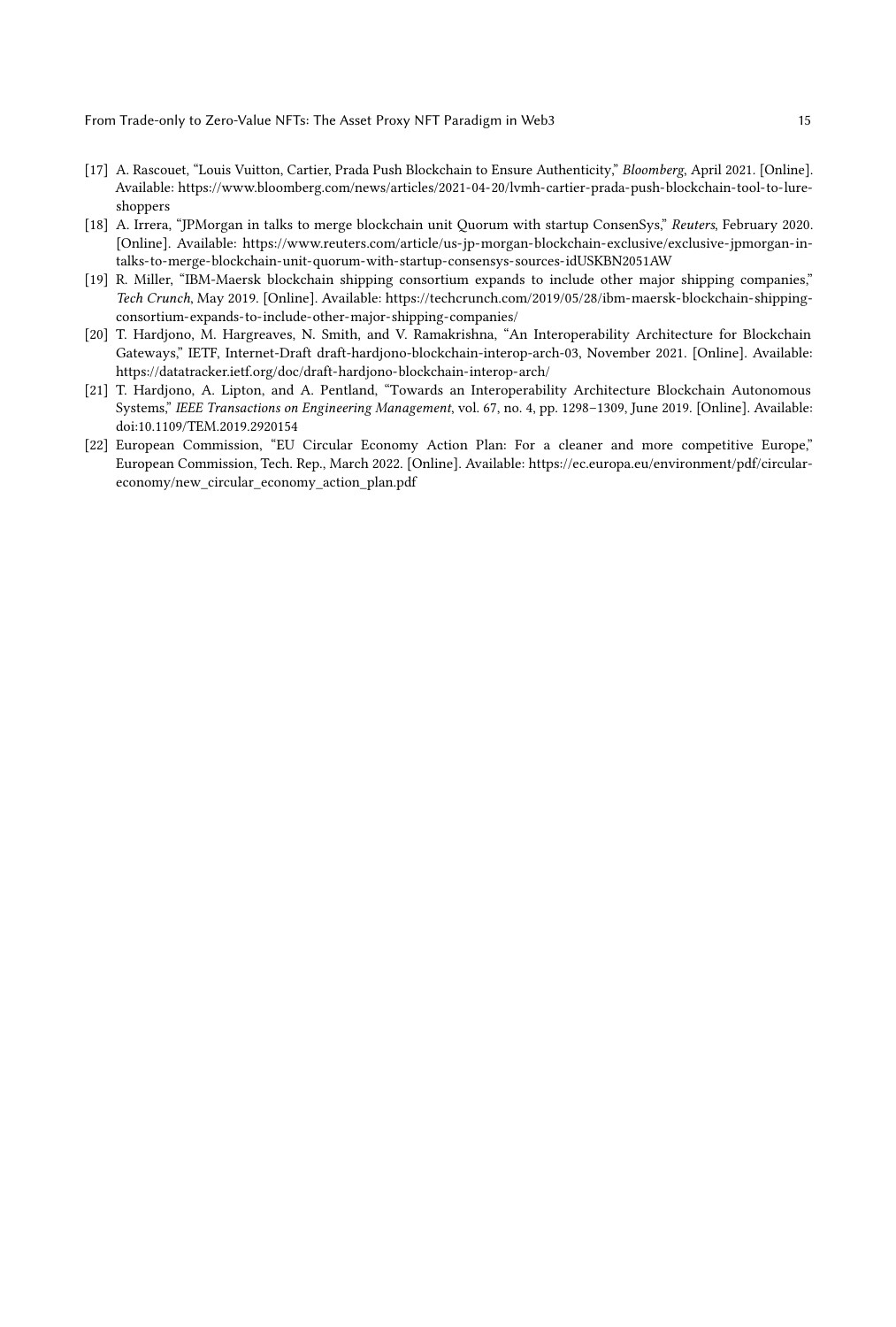[17] A. Rascouet, "Louis Vuitton, Cartier, Prada Push Blockchain to Ensure Authenticity," *Bloomberg*, April 2021. [Online]. Available: https://www.bloomberg.com/news/articles/2021-04-20/lvmh-cartier-prada-push-blockchain-tool-to-lure-shoppers

[18] A. Irrera, "JPMorgan in talks to merge blockchain unit Quorum with startup ConsenSys," *Reuters*, February 2020. [Online]. Available: https://www.reuters.com/article/us-jp-morgan-blockchain-exclusive/exclusive-jpmorgan-in-talks-to-merge-blockchain-unit-quorum-with-startup-consensys-sources-idUSKBN2051AW

[19] R. Miller, "IBM-Maersk blockchain shipping consortium expands to include other major shipping companies," *Tech Crunch*, May 2019. [Online]. Available: https://techcrunch.com/2019/05/28/ibm-maersk-blockchain-shipping-consortium-expands-to-include-other-major-shipping-companies/

[20] T. Hardjono, M. Hargreaves, N. Smith, and V. Ramakrishna, "An Interoperability Architecture for Blockchain Gateways," IETF, Internet-Draft draft-hardjono-blockchain-interop-arch-03, November 2021. [Online]. Available: https://datatracker.ietf.org/doc/draft-hardjono-blockchain-interop-arch/

[21] T. Hardjono, A. Lipton, and A. Pentland, "Towards an Interoperability Architecture Blockchain Autonomous Systems," *IEEE Transactions on Engineering Management*, vol. 67, no. 4, pp. 1298–1309, June 2019. [Online]. Available: doi:10.1109/TEM.2019.2920154

[22] European Commission, "EU Circular Economy Action Plan: For a cleaner and more competitive Europe," European Commission, Tech. Rep., March 2022. [Online]. Available: https://ec.europa.eu/environment/pdf/circular-economy/new_circular_economy_action_plan.pdf